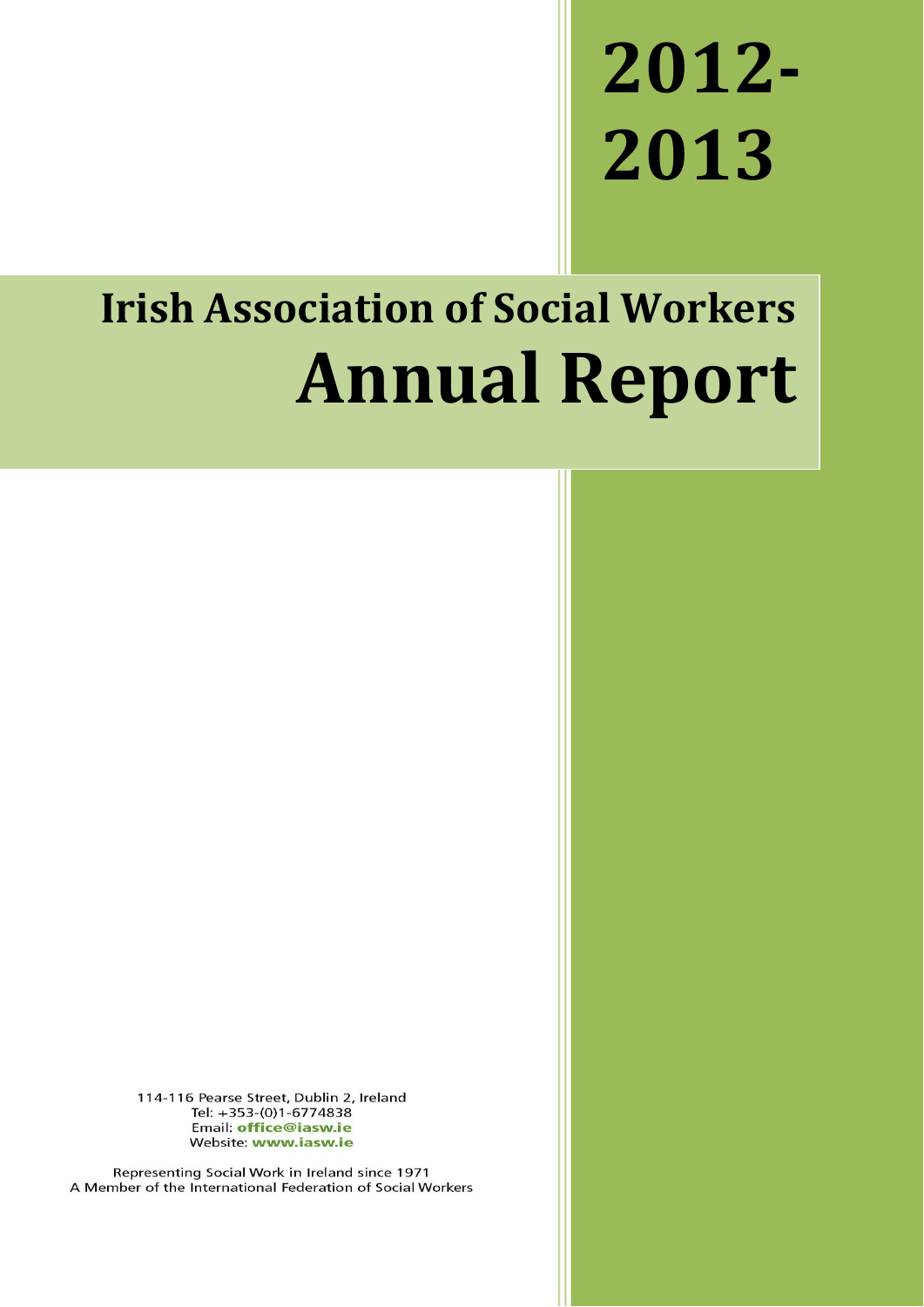# 2012-2013

## Irish Association of Social Workers

# Annual Report

114-116 Pearse Street, Dublin 2, Ireland
Tel: +353-(0)1-6774838
Email: **office@iasw.ie**
Website: **www.iasw.ie**

Representing Social Work in Ireland since 1971
A Member of the International Federation of Social Workers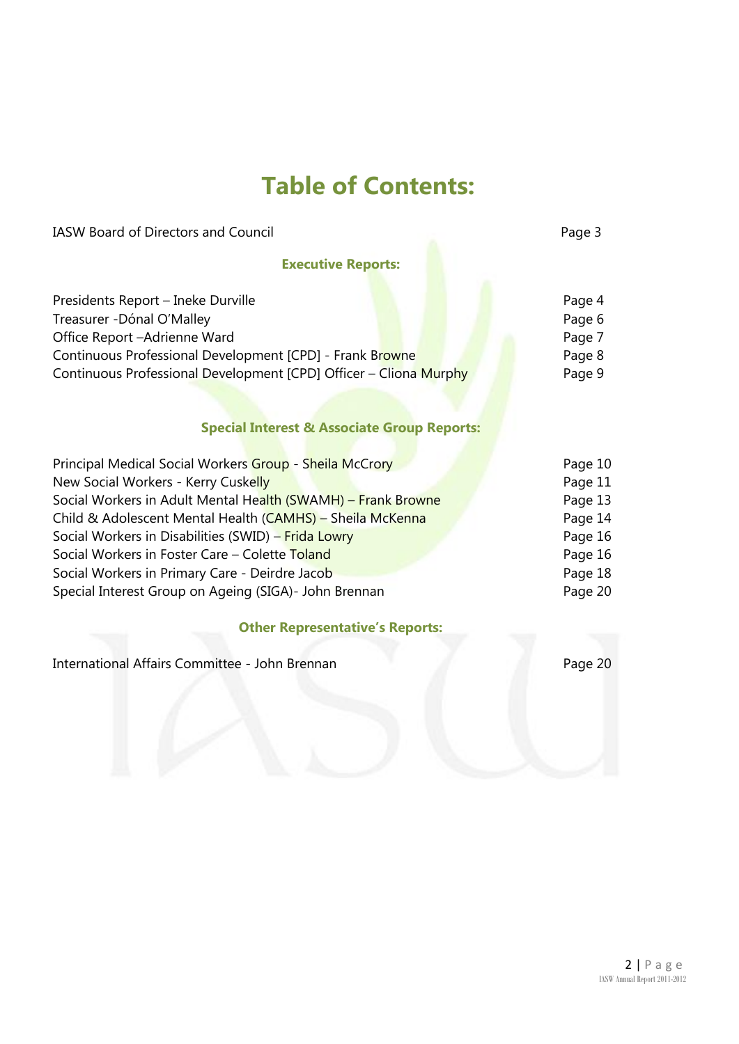# Table of Contents:

| | |
|---|---|
| IASW Board of Directors and Council | Page 3 |

## Executive Reports:

| | |
|---|---|
| Presidents Report – Ineke Durville | Page 4 |
| Treasurer -Dónal O'Malley | Page 6 |
| Office Report –Adrienne Ward | Page 7 |
| Continuous Professional Development [CPD] - Frank Browne | Page 8 |
| Continuous Professional Development [CPD] Officer – Cliona Murphy | Page 9 |

## Special Interest & Associate Group Reports:

| | |
|---|---|
| Principal Medical Social Workers Group - Sheila McCrory | Page 10 |
| New Social Workers - Kerry Cuskelly | Page 11 |
| Social Workers in Adult Mental Health (SWAMH) – Frank Browne | Page 13 |
| Child & Adolescent Mental Health (CAMHS) – Sheila McKenna | Page 14 |
| Social Workers in Disabilities (SWID) – Frida Lowry | Page 16 |
| Social Workers in Foster Care – Colette Toland | Page 16 |
| Social Workers in Primary Care - Deirdre Jacob | Page 18 |
| Special Interest Group on Ageing (SIGA)- John Brennan | Page 20 |

## Other Representative's Reports:

| | |
|---|---|
| International Affairs Committee - John Brennan | Page 20 |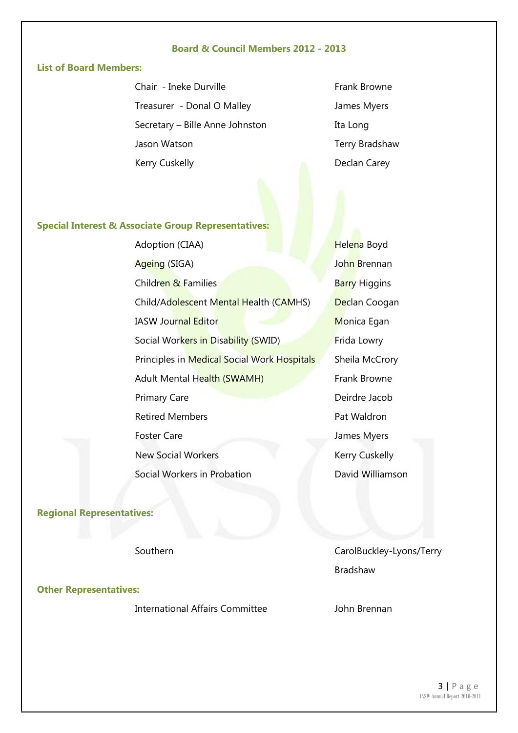## Board & Council Members 2012 - 2013

### List of Board Members:

| | |
|---|---|
| Chair - Ineke Durville | Frank Browne |
| Treasurer - Donal O Malley | James Myers |
| Secretary – Bille Anne Johnston | Ita Long |
| Jason Watson | Terry Bradshaw |
| Kerry Cuskelly | Declan Carey |

### Special Interest & Associate Group Representatives:

| | |
|---|---|
| Adoption (CIAA) | Helena Boyd |
| Ageing (SIGA) | John Brennan |
| Children & Families | Barry Higgins |
| Child/Adolescent Mental Health (CAMHS) | Declan Coogan |
| IASW Journal Editor | Monica Egan |
| Social Workers in Disability (SWID) | Frida Lowry |
| Principles in Medical Social Work Hospitals | Sheila McCrory |
| Adult Mental Health (SWAMH) | Frank Browne |
| Primary Care | Deirdre Jacob |
| Retired Members | Pat Waldron |
| Foster Care | James Myers |
| New Social Workers | Kerry Cuskelly |
| Social Workers in Probation | David Williamson |

### Regional Representatives:

| | |
|---|---|
| Southern | CarolBuckley-Lyons/Terry Bradshaw |

### Other Representatives:

| | |
|---|---|
| International Affairs Committee | John Brennan |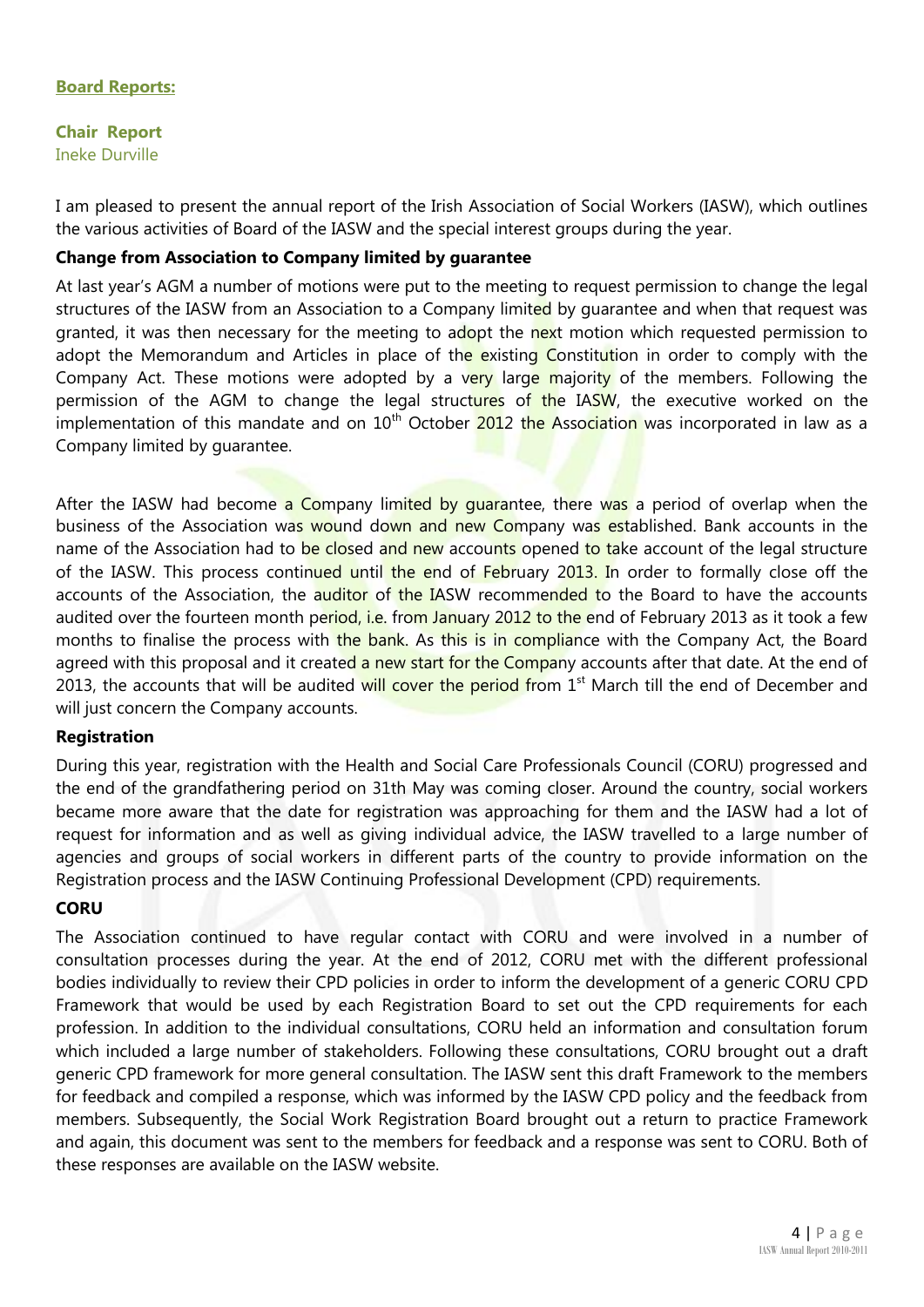## Board Reports:

### Chair Report

Ineke Durville

I am pleased to present the annual report of the Irish Association of Social Workers (IASW), which outlines the various activities of Board of the IASW and the special interest groups during the year.

**Change from Association to Company limited by guarantee**

At last year's AGM a number of motions were put to the meeting to request permission to change the legal structures of the IASW from an Association to a Company limited by guarantee and when that request was granted, it was then necessary for the meeting to adopt the next motion which requested permission to adopt the Memorandum and Articles in place of the existing Constitution in order to comply with the Company Act. These motions were adopted by a very large majority of the members. Following the permission of the AGM to change the legal structures of the IASW, the executive worked on the implementation of this mandate and on 10th October 2012 the Association was incorporated in law as a Company limited by guarantee.

After the IASW had become a Company limited by guarantee, there was a period of overlap when the business of the Association was wound down and new Company was established. Bank accounts in the name of the Association had to be closed and new accounts opened to take account of the legal structure of the IASW. This process continued until the end of February 2013. In order to formally close off the accounts of the Association, the auditor of the IASW recommended to the Board to have the accounts audited over the fourteen month period, i.e. from January 2012 to the end of February 2013 as it took a few months to finalise the process with the bank. As this is in compliance with the Company Act, the Board agreed with this proposal and it created a new start for the Company accounts after that date. At the end of 2013, the accounts that will be audited will cover the period from 1st March till the end of December and will just concern the Company accounts.

**Registration**

During this year, registration with the Health and Social Care Professionals Council (CORU) progressed and the end of the grandfathering period on 31th May was coming closer. Around the country, social workers became more aware that the date for registration was approaching for them and the IASW had a lot of request for information and as well as giving individual advice, the IASW travelled to a large number of agencies and groups of social workers in different parts of the country to provide information on the Registration process and the IASW Continuing Professional Development (CPD) requirements.

**CORU**

The Association continued to have regular contact with CORU and were involved in a number of consultation processes during the year. At the end of 2012, CORU met with the different professional bodies individually to review their CPD policies in order to inform the development of a generic CORU CPD Framework that would be used by each Registration Board to set out the CPD requirements for each profession. In addition to the individual consultations, CORU held an information and consultation forum which included a large number of stakeholders. Following these consultations, CORU brought out a draft generic CPD framework for more general consultation. The IASW sent this draft Framework to the members for feedback and compiled a response, which was informed by the IASW CPD policy and the feedback from members. Subsequently, the Social Work Registration Board brought out a return to practice Framework and again, this document was sent to the members for feedback and a response was sent to CORU. Both of these responses are available on the IASW website.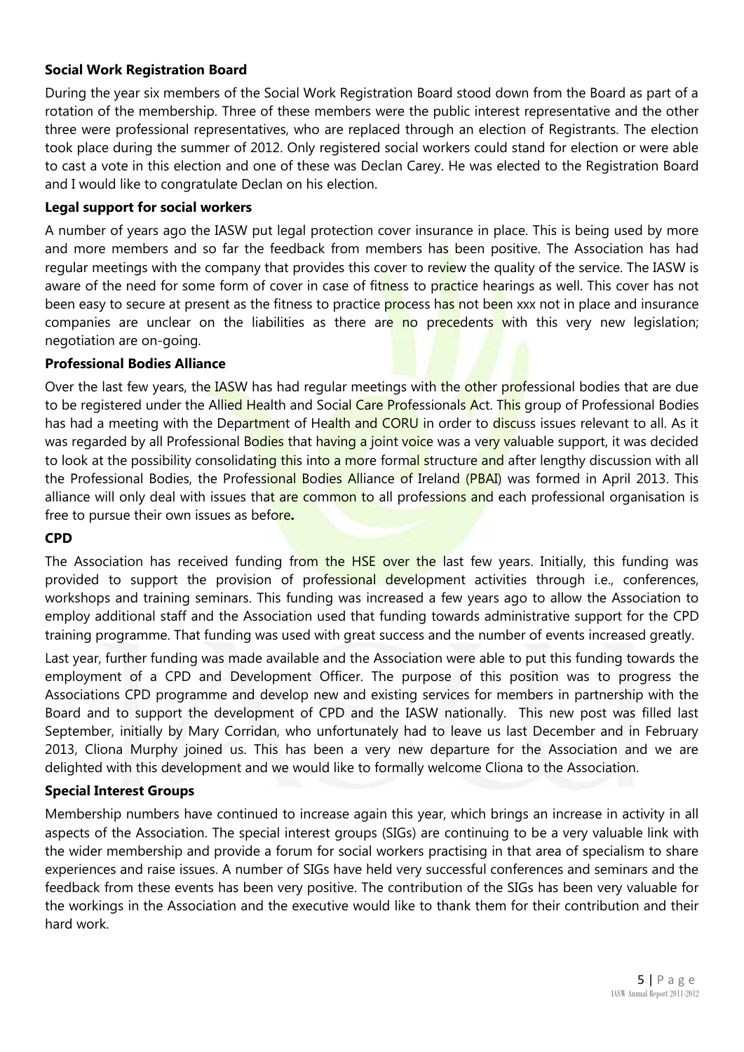**Social Work Registration Board**

During the year six members of the Social Work Registration Board stood down from the Board as part of a rotation of the membership. Three of these members were the public interest representative and the other three were professional representatives, who are replaced through an election of Registrants. The election took place during the summer of 2012. Only registered social workers could stand for election or were able to cast a vote in this election and one of these was Declan Carey. He was elected to the Registration Board and I would like to congratulate Declan on his election.

**Legal support for social workers**

A number of years ago the IASW put legal protection cover insurance in place. This is being used by more and more members and so far the feedback from members has been positive. The Association has had regular meetings with the company that provides this cover to review the quality of the service. The IASW is aware of the need for some form of cover in case of fitness to practice hearings as well. This cover has not been easy to secure at present as the fitness to practice process has not been xxx not in place and insurance companies are unclear on the liabilities as there are no precedents with this very new legislation; negotiation are on-going.

**Professional Bodies Alliance**

Over the last few years, the IASW has had regular meetings with the other professional bodies that are due to be registered under the Allied Health and Social Care Professionals Act. This group of Professional Bodies has had a meeting with the Department of Health and CORU in order to discuss issues relevant to all. As it was regarded by all Professional Bodies that having a joint voice was a very valuable support, it was decided to look at the possibility consolidating this into a more formal structure and after lengthy discussion with all the Professional Bodies, the Professional Bodies Alliance of Ireland (PBAI) was formed in April 2013. This alliance will only deal with issues that are common to all professions and each professional organisation is free to pursue their own issues as before**.**

**CPD**

The Association has received funding from the HSE over the last few years. Initially, this funding was provided to support the provision of professional development activities through i.e., conferences, workshops and training seminars. This funding was increased a few years ago to allow the Association to employ additional staff and the Association used that funding towards administrative support for the CPD training programme. That funding was used with great success and the number of events increased greatly.

Last year, further funding was made available and the Association were able to put this funding towards the employment of a CPD and Development Officer. The purpose of this position was to progress the Associations CPD programme and develop new and existing services for members in partnership with the Board and to support the development of CPD and the IASW nationally. This new post was filled last September, initially by Mary Corridan, who unfortunately had to leave us last December and in February 2013, Cliona Murphy joined us. This has been a very new departure for the Association and we are delighted with this development and we would like to formally welcome Cliona to the Association.

**Special Interest Groups**

Membership numbers have continued to increase again this year, which brings an increase in activity in all aspects of the Association. The special interest groups (SIGs) are continuing to be a very valuable link with the wider membership and provide a forum for social workers practising in that area of specialism to share experiences and raise issues. A number of SIGs have held very successful conferences and seminars and the feedback from these events has been very positive. The contribution of the SIGs has been very valuable for the workings in the Association and the executive would like to thank them for their contribution and their hard work.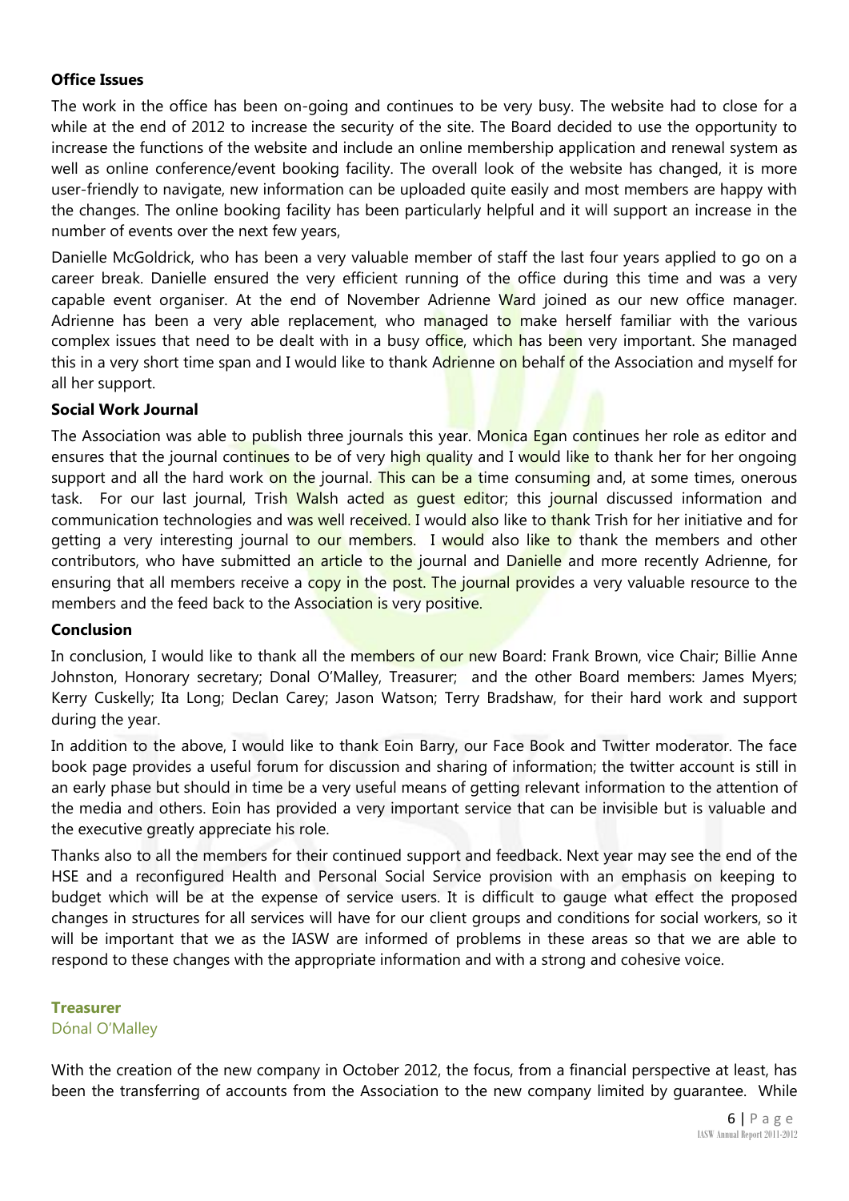**Office Issues**

The work in the office has been on-going and continues to be very busy. The website had to close for a while at the end of 2012 to increase the security of the site. The Board decided to use the opportunity to increase the functions of the website and include an online membership application and renewal system as well as online conference/event booking facility. The overall look of the website has changed, it is more user-friendly to navigate, new information can be uploaded quite easily and most members are happy with the changes. The online booking facility has been particularly helpful and it will support an increase in the number of events over the next few years,

Danielle McGoldrick, who has been a very valuable member of staff the last four years applied to go on a career break. Danielle ensured the very efficient running of the office during this time and was a very capable event organiser. At the end of November Adrienne Ward joined as our new office manager. Adrienne has been a very able replacement, who managed to make herself familiar with the various complex issues that need to be dealt with in a busy office, which has been very important. She managed this in a very short time span and I would like to thank Adrienne on behalf of the Association and myself for all her support.

**Social Work Journal**

The Association was able to publish three journals this year. Monica Egan continues her role as editor and ensures that the journal continues to be of very high quality and I would like to thank her for her ongoing support and all the hard work on the journal. This can be a time consuming and, at some times, onerous task. For our last journal, Trish Walsh acted as guest editor; this journal discussed information and communication technologies and was well received. I would also like to thank Trish for her initiative and for getting a very interesting journal to our members. I would also like to thank the members and other contributors, who have submitted an article to the journal and Danielle and more recently Adrienne, for ensuring that all members receive a copy in the post. The journal provides a very valuable resource to the members and the feed back to the Association is very positive.

**Conclusion**

In conclusion, I would like to thank all the members of our new Board: Frank Brown, vice Chair; Billie Anne Johnston, Honorary secretary; Donal O'Malley, Treasurer; and the other Board members: James Myers; Kerry Cuskelly; Ita Long; Declan Carey; Jason Watson; Terry Bradshaw, for their hard work and support during the year.

In addition to the above, I would like to thank Eoin Barry, our Face Book and Twitter moderator. The face book page provides a useful forum for discussion and sharing of information; the twitter account is still in an early phase but should in time be a very useful means of getting relevant information to the attention of the media and others. Eoin has provided a very important service that can be invisible but is valuable and the executive greatly appreciate his role.

Thanks also to all the members for their continued support and feedback. Next year may see the end of the HSE and a reconfigured Health and Personal Social Service provision with an emphasis on keeping to budget which will be at the expense of service users. It is difficult to gauge what effect the proposed changes in structures for all services will have for our client groups and conditions for social workers, so it will be important that we as the IASW are informed of problems in these areas so that we are able to respond to these changes with the appropriate information and with a strong and cohesive voice.

## Treasurer

Dónal O'Malley

With the creation of the new company in October 2012, the focus, from a financial perspective at least, has been the transferring of accounts from the Association to the new company limited by guarantee. While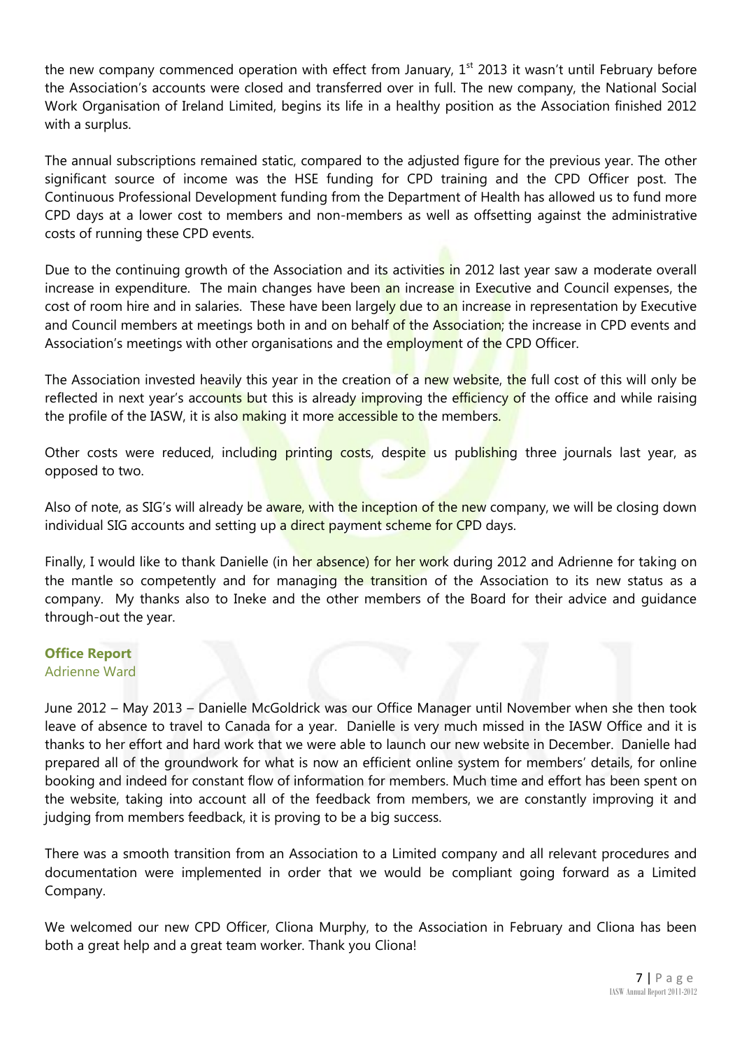the new company commenced operation with effect from January, 1st 2013 it wasn't until February before the Association's accounts were closed and transferred over in full. The new company, the National Social Work Organisation of Ireland Limited, begins its life in a healthy position as the Association finished 2012 with a surplus.

The annual subscriptions remained static, compared to the adjusted figure for the previous year. The other significant source of income was the HSE funding for CPD training and the CPD Officer post. The Continuous Professional Development funding from the Department of Health has allowed us to fund more CPD days at a lower cost to members and non-members as well as offsetting against the administrative costs of running these CPD events.

Due to the continuing growth of the Association and its activities in 2012 last year saw a moderate overall increase in expenditure. The main changes have been an increase in Executive and Council expenses, the cost of room hire and in salaries. These have been largely due to an increase in representation by Executive and Council members at meetings both in and on behalf of the Association; the increase in CPD events and Association's meetings with other organisations and the employment of the CPD Officer.

The Association invested heavily this year in the creation of a new website, the full cost of this will only be reflected in next year's accounts but this is already improving the efficiency of the office and while raising the profile of the IASW, it is also making it more accessible to the members.

Other costs were reduced, including printing costs, despite us publishing three journals last year, as opposed to two.

Also of note, as SIG's will already be aware, with the inception of the new company, we will be closing down individual SIG accounts and setting up a direct payment scheme for CPD days.

Finally, I would like to thank Danielle (in her absence) for her work during 2012 and Adrienne for taking on the mantle so competently and for managing the transition of the Association to its new status as a company. My thanks also to Ineke and the other members of the Board for their advice and guidance through-out the year.

### Office Report
Adrienne Ward

June 2012 – May 2013 – Danielle McGoldrick was our Office Manager until November when she then took leave of absence to travel to Canada for a year. Danielle is very much missed in the IASW Office and it is thanks to her effort and hard work that we were able to launch our new website in December. Danielle had prepared all of the groundwork for what is now an efficient online system for members' details, for online booking and indeed for constant flow of information for members. Much time and effort has been spent on the website, taking into account all of the feedback from members, we are constantly improving it and judging from members feedback, it is proving to be a big success.

There was a smooth transition from an Association to a Limited company and all relevant procedures and documentation were implemented in order that we would be compliant going forward as a Limited Company.

We welcomed our new CPD Officer, Cliona Murphy, to the Association in February and Cliona has been both a great help and a great team worker. Thank you Cliona!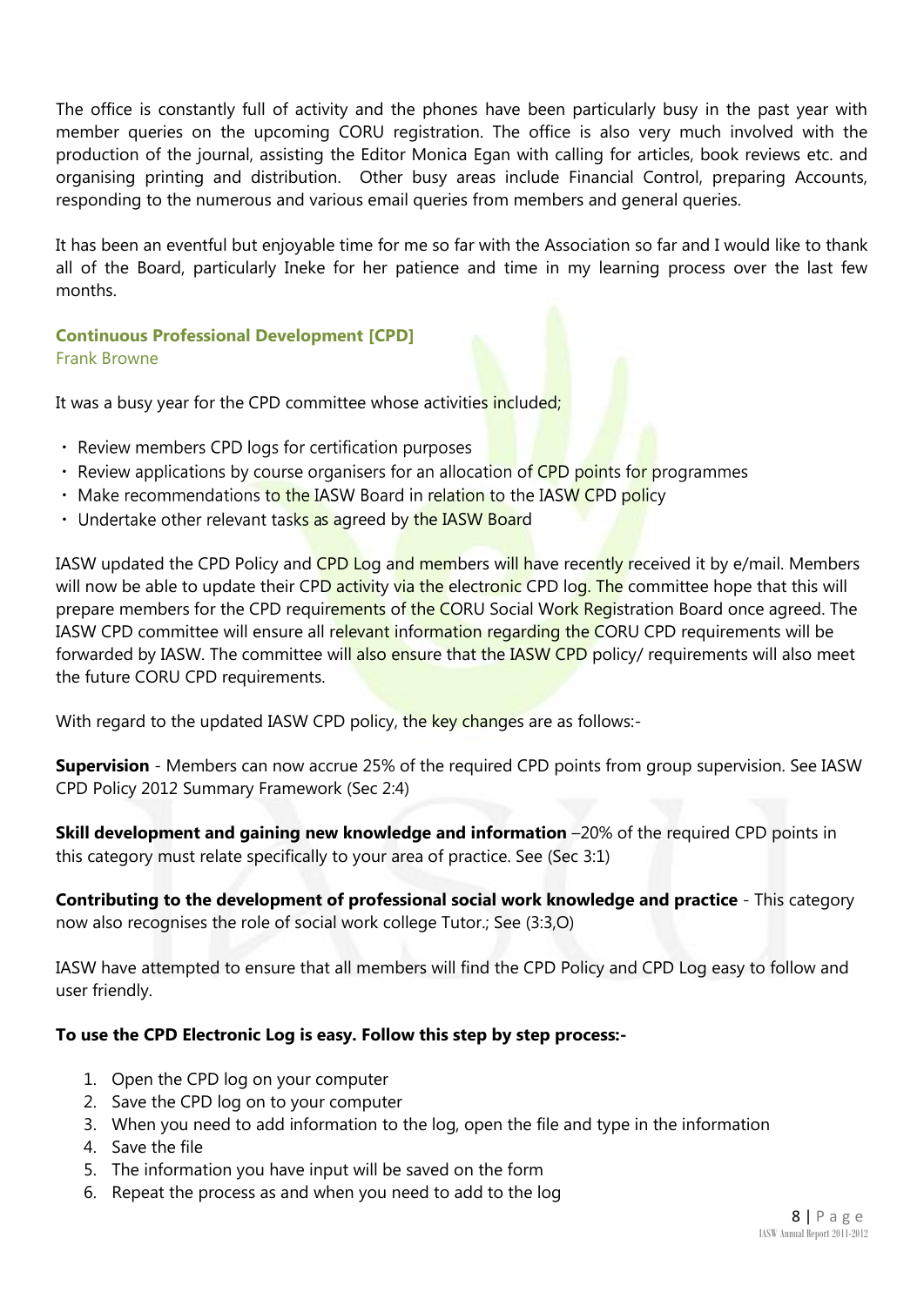The office is constantly full of activity and the phones have been particularly busy in the past year with member queries on the upcoming CORU registration. The office is also very much involved with the production of the journal, assisting the Editor Monica Egan with calling for articles, book reviews etc. and organising printing and distribution. Other busy areas include Financial Control, preparing Accounts, responding to the numerous and various email queries from members and general queries.

It has been an eventful but enjoyable time for me so far with the Association so far and I would like to thank all of the Board, particularly Ineke for her patience and time in my learning process over the last few months.

### Continuous Professional Development [CPD]

Frank Browne

It was a busy year for the CPD committee whose activities included;

- Review members CPD logs for certification purposes
- Review applications by course organisers for an allocation of CPD points for programmes
- Make recommendations to the IASW Board in relation to the IASW CPD policy
- Undertake other relevant tasks as agreed by the IASW Board

IASW updated the CPD Policy and CPD Log and members will have recently received it by e/mail. Members will now be able to update their CPD activity via the electronic CPD log. The committee hope that this will prepare members for the CPD requirements of the CORU Social Work Registration Board once agreed. The IASW CPD committee will ensure all relevant information regarding the CORU CPD requirements will be forwarded by IASW. The committee will also ensure that the IASW CPD policy/ requirements will also meet the future CORU CPD requirements.

With regard to the updated IASW CPD policy, the key changes are as follows:-

**Supervision** - Members can now accrue 25% of the required CPD points from group supervision. See IASW CPD Policy 2012 Summary Framework (Sec 2:4)

**Skill development and gaining new knowledge and information** –20% of the required CPD points in this category must relate specifically to your area of practice. See (Sec 3:1)

**Contributing to the development of professional social work knowledge and practice** - This category now also recognises the role of social work college Tutor.; See (3:3,O)

IASW have attempted to ensure that all members will find the CPD Policy and CPD Log easy to follow and user friendly.

**To use the CPD Electronic Log is easy. Follow this step by step process:-**

1. Open the CPD log on your computer
2. Save the CPD log on to your computer
3. When you need to add information to the log, open the file and type in the information
4. Save the file
5. The information you have input will be saved on the form
6. Repeat the process as and when you need to add to the log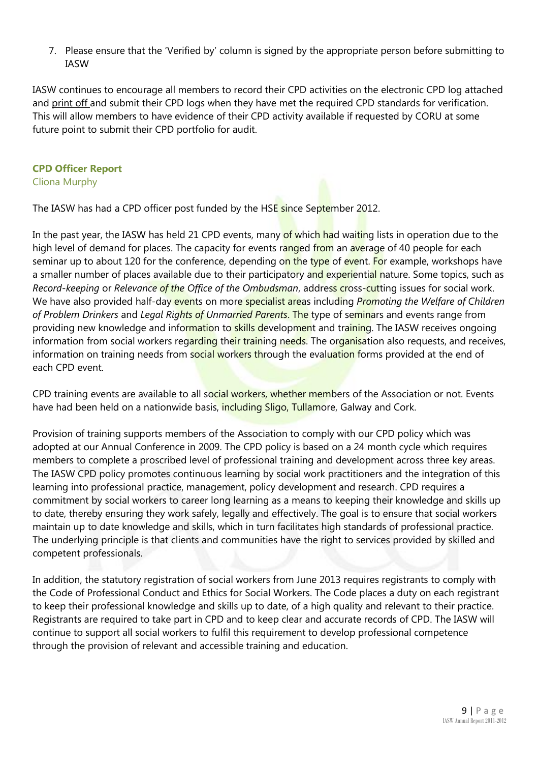7. Please ensure that the 'Verified by' column is signed by the appropriate person before submitting to IASW

IASW continues to encourage all members to record their CPD activities on the electronic CPD log attached and print off and submit their CPD logs when they have met the required CPD standards for verification. This will allow members to have evidence of their CPD activity available if requested by CORU at some future point to submit their CPD portfolio for audit.

### CPD Officer Report

Cliona Murphy

The IASW has had a CPD officer post funded by the HSE since September 2012.

In the past year, the IASW has held 21 CPD events, many of which had waiting lists in operation due to the high level of demand for places. The capacity for events ranged from an average of 40 people for each seminar up to about 120 for the conference, depending on the type of event. For example, workshops have a smaller number of places available due to their participatory and experiential nature. Some topics, such as *Record-keeping* or *Relevance of the Office of the Ombudsman*, address cross-cutting issues for social work. We have also provided half-day events on more specialist areas including *Promoting the Welfare of Children of Problem Drinkers* and *Legal Rights of Unmarried Parents*. The type of seminars and events range from providing new knowledge and information to skills development and training. The IASW receives ongoing information from social workers regarding their training needs. The organisation also requests, and receives, information on training needs from social workers through the evaluation forms provided at the end of each CPD event.

CPD training events are available to all social workers, whether members of the Association or not. Events have had been held on a nationwide basis, including Sligo, Tullamore, Galway and Cork.

Provision of training supports members of the Association to comply with our CPD policy which was adopted at our Annual Conference in 2009. The CPD policy is based on a 24 month cycle which requires members to complete a proscribed level of professional training and development across three key areas. The IASW CPD policy promotes continuous learning by social work practitioners and the integration of this learning into professional practice, management, policy development and research. CPD requires a commitment by social workers to career long learning as a means to keeping their knowledge and skills up to date, thereby ensuring they work safely, legally and effectively. The goal is to ensure that social workers maintain up to date knowledge and skills, which in turn facilitates high standards of professional practice. The underlying principle is that clients and communities have the right to services provided by skilled and competent professionals.

In addition, the statutory registration of social workers from June 2013 requires registrants to comply with the Code of Professional Conduct and Ethics for Social Workers. The Code places a duty on each registrant to keep their professional knowledge and skills up to date, of a high quality and relevant to their practice. Registrants are required to take part in CPD and to keep clear and accurate records of CPD. The IASW will continue to support all social workers to fulfil this requirement to develop professional competence through the provision of relevant and accessible training and education.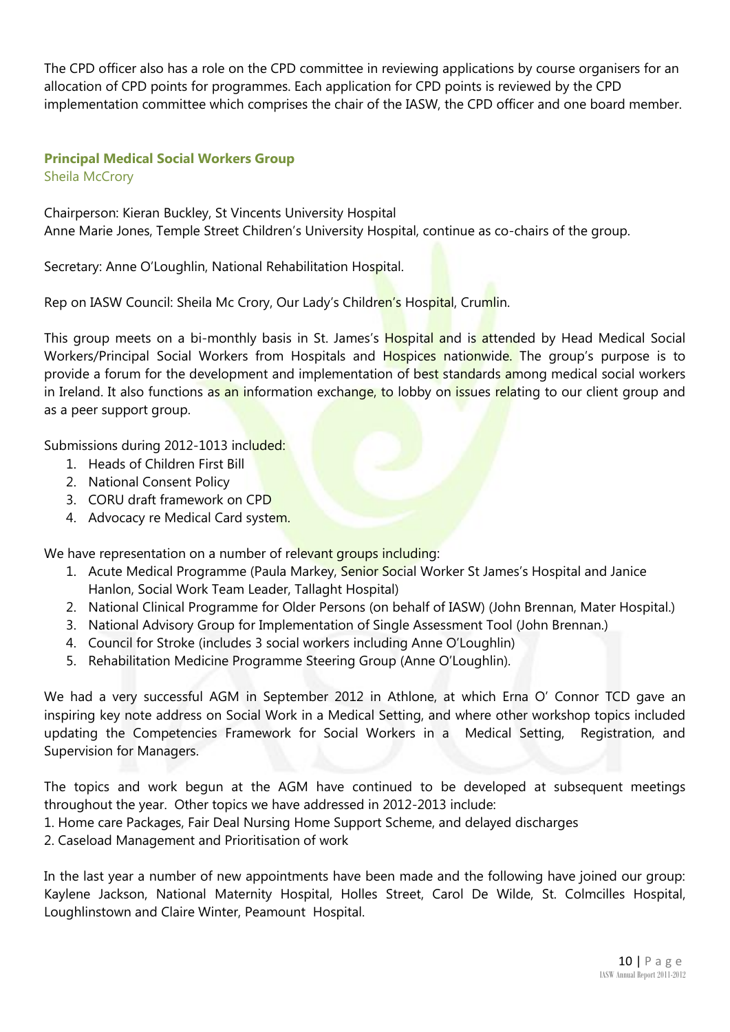The CPD officer also has a role on the CPD committee in reviewing applications by course organisers for an allocation of CPD points for programmes. Each application for CPD points is reviewed by the CPD implementation committee which comprises the chair of the IASW, the CPD officer and one board member.

### Principal Medical Social Workers Group

Sheila McCrory

Chairperson: Kieran Buckley, St Vincents University Hospital
Anne Marie Jones, Temple Street Children's University Hospital, continue as co-chairs of the group.

Secretary: Anne O'Loughlin, National Rehabilitation Hospital.

Rep on IASW Council: Sheila Mc Crory, Our Lady's Children's Hospital, Crumlin.

This group meets on a bi-monthly basis in St. James's Hospital and is attended by Head Medical Social Workers/Principal Social Workers from Hospitals and Hospices nationwide. The group's purpose is to provide a forum for the development and implementation of best standards among medical social workers in Ireland. It also functions as an information exchange, to lobby on issues relating to our client group and as a peer support group.

Submissions during 2012-1013 included:

1. Heads of Children First Bill
2. National Consent Policy
3. CORU draft framework on CPD
4. Advocacy re Medical Card system.

We have representation on a number of relevant groups including:

1. Acute Medical Programme (Paula Markey, Senior Social Worker St James's Hospital and Janice Hanlon, Social Work Team Leader, Tallaght Hospital)
2. National Clinical Programme for Older Persons (on behalf of IASW) (John Brennan, Mater Hospital.)
3. National Advisory Group for Implementation of Single Assessment Tool (John Brennan.)
4. Council for Stroke (includes 3 social workers including Anne O'Loughlin)
5. Rehabilitation Medicine Programme Steering Group (Anne O'Loughlin).

We had a very successful AGM in September 2012 in Athlone, at which Erna O' Connor TCD gave an inspiring key note address on Social Work in a Medical Setting, and where other workshop topics included updating the Competencies Framework for Social Workers in a Medical Setting, Registration, and Supervision for Managers.

The topics and work begun at the AGM have continued to be developed at subsequent meetings throughout the year. Other topics we have addressed in 2012-2013 include:

1. Home care Packages, Fair Deal Nursing Home Support Scheme, and delayed discharges
2. Caseload Management and Prioritisation of work

In the last year a number of new appointments have been made and the following have joined our group: Kaylene Jackson, National Maternity Hospital, Holles Street, Carol De Wilde, St. Colmcilles Hospital, Loughlinstown and Claire Winter, Peamount Hospital.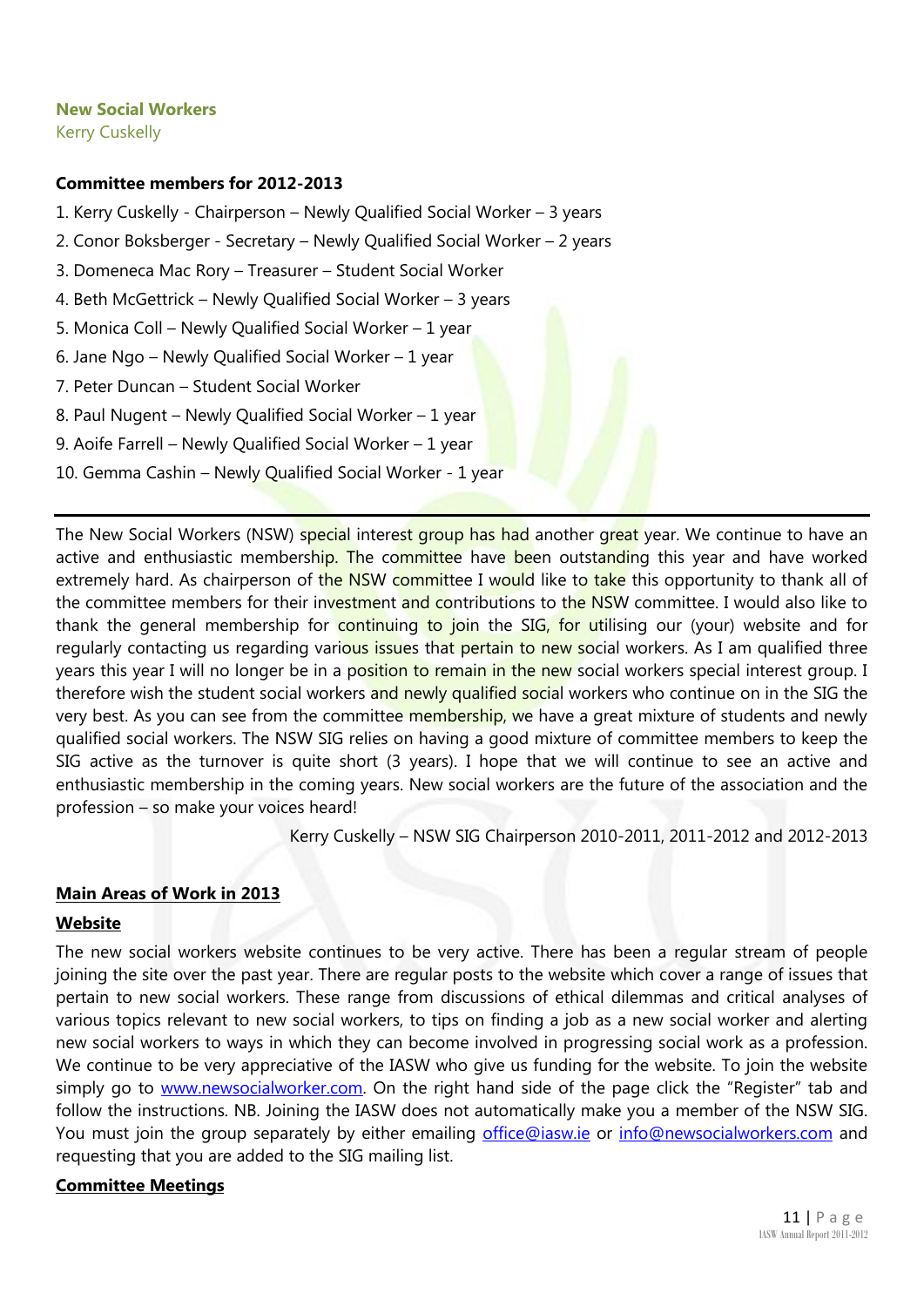## New Social Workers

Kerry Cuskelly

**Committee members for 2012-2013**

1. Kerry Cuskelly - Chairperson – Newly Qualified Social Worker – 3 years
2. Conor Boksberger - Secretary – Newly Qualified Social Worker – 2 years
3. Domeneca Mac Rory – Treasurer – Student Social Worker
4. Beth McGettrick – Newly Qualified Social Worker – 3 years
5. Monica Coll – Newly Qualified Social Worker – 1 year
6. Jane Ngo – Newly Qualified Social Worker – 1 year
7. Peter Duncan – Student Social Worker
8. Paul Nugent – Newly Qualified Social Worker – 1 year
9. Aoife Farrell – Newly Qualified Social Worker – 1 year
10. Gemma Cashin – Newly Qualified Social Worker - 1 year

---

The New Social Workers (NSW) special interest group has had another great year. We continue to have an active and enthusiastic membership. The committee have been outstanding this year and have worked extremely hard. As chairperson of the NSW committee I would like to take this opportunity to thank all of the committee members for their investment and contributions to the NSW committee. I would also like to thank the general membership for continuing to join the SIG, for utilising our (your) website and for regularly contacting us regarding various issues that pertain to new social workers. As I am qualified three years this year I will no longer be in a position to remain in the new social workers special interest group. I therefore wish the student social workers and newly qualified social workers who continue on in the SIG the very best. As you can see from the committee membership, we have a great mixture of students and newly qualified social workers. The NSW SIG relies on having a good mixture of committee members to keep the SIG active as the turnover is quite short (3 years). I hope that we will continue to see an active and enthusiastic membership in the coming years. New social workers are the future of the association and the profession – so make your voices heard!

Kerry Cuskelly – NSW SIG Chairperson 2010-2011, 2011-2012 and 2012-2013

### Main Areas of Work in 2013

#### Website

The new social workers website continues to be very active. There has been a regular stream of people joining the site over the past year. There are regular posts to the website which cover a range of issues that pertain to new social workers. These range from discussions of ethical dilemmas and critical analyses of various topics relevant to new social workers, to tips on finding a job as a new social worker and alerting new social workers to ways in which they can become involved in progressing social work as a profession. We continue to be very appreciative of the IASW who give us funding for the website. To join the website simply go to www.newsocialworker.com. On the right hand side of the page click the "Register" tab and follow the instructions. NB. Joining the IASW does not automatically make you a member of the NSW SIG. You must join the group separately by either emailing office@iasw.ie or info@newsocialworkers.com and requesting that you are added to the SIG mailing list.

#### Committee Meetings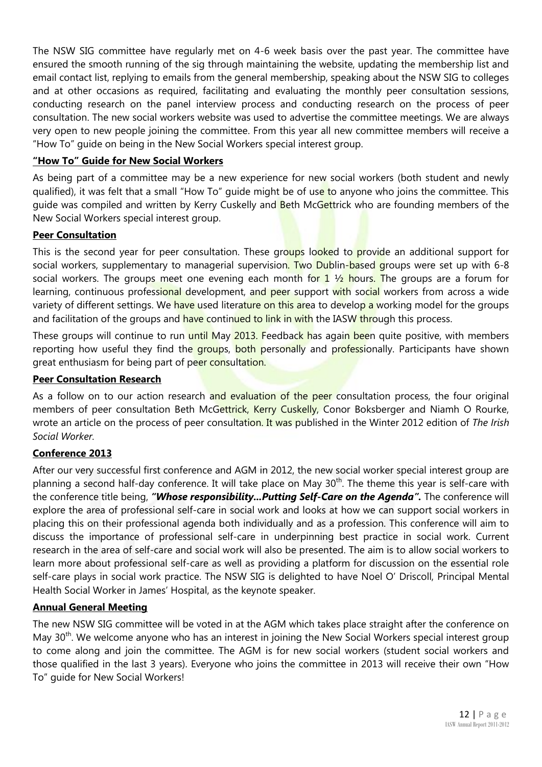The NSW SIG committee have regularly met on 4-6 week basis over the past year. The committee have ensured the smooth running of the sig through maintaining the website, updating the membership list and email contact list, replying to emails from the general membership, speaking about the NSW SIG to colleges and at other occasions as required, facilitating and evaluating the monthly peer consultation sessions, conducting research on the panel interview process and conducting research on the process of peer consultation. The new social workers website was used to advertise the committee meetings. We are always very open to new people joining the committee. From this year all new committee members will receive a "How To" guide on being in the New Social Workers special interest group.

**"How To" Guide for New Social Workers**

As being part of a committee may be a new experience for new social workers (both student and newly qualified), it was felt that a small "How To" guide might be of use to anyone who joins the committee. This guide was compiled and written by Kerry Cuskelly and Beth McGettrick who are founding members of the New Social Workers special interest group.

**Peer Consultation**

This is the second year for peer consultation. These groups looked to provide an additional support for social workers, supplementary to managerial supervision. Two Dublin-based groups were set up with 6-8 social workers. The groups meet one evening each month for 1 ½ hours. The groups are a forum for learning, continuous professional development, and peer support with social workers from across a wide variety of different settings. We have used literature on this area to develop a working model for the groups and facilitation of the groups and have continued to link in with the IASW through this process.

These groups will continue to run until May 2013. Feedback has again been quite positive, with members reporting how useful they find the groups, both personally and professionally. Participants have shown great enthusiasm for being part of peer consultation.

**Peer Consultation Research**

As a follow on to our action research and evaluation of the peer consultation process, the four original members of peer consultation Beth McGettrick, Kerry Cuskelly, Conor Boksberger and Niamh O Rourke, wrote an article on the process of peer consultation. It was published in the Winter 2012 edition of *The Irish Social Worker*.

**Conference 2013**

After our very successful first conference and AGM in 2012, the new social worker special interest group are planning a second half-day conference. It will take place on May 30th. The theme this year is self-care with the conference title being, ***"Whose responsibility…Putting Self-Care on the Agenda".*** The conference will explore the area of professional self-care in social work and looks at how we can support social workers in placing this on their professional agenda both individually and as a profession. This conference will aim to discuss the importance of professional self-care in underpinning best practice in social work. Current research in the area of self-care and social work will also be presented. The aim is to allow social workers to learn more about professional self-care as well as providing a platform for discussion on the essential role self-care plays in social work practice. The NSW SIG is delighted to have Noel O' Driscoll, Principal Mental Health Social Worker in James' Hospital, as the keynote speaker.

**Annual General Meeting**

The new NSW SIG committee will be voted in at the AGM which takes place straight after the conference on May 30th. We welcome anyone who has an interest in joining the New Social Workers special interest group to come along and join the committee. The AGM is for new social workers (student social workers and those qualified in the last 3 years). Everyone who joins the committee in 2013 will receive their own "How To" guide for New Social Workers!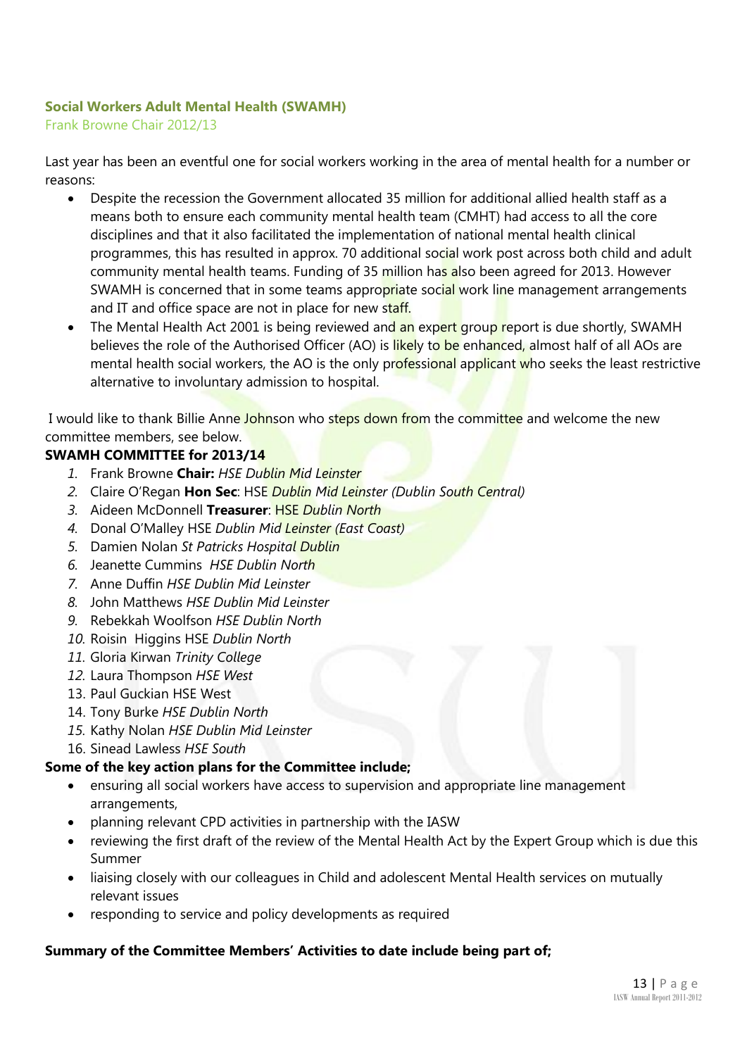### Social Workers Adult Mental Health (SWAMH)

Frank Browne Chair 2012/13

Last year has been an eventful one for social workers working in the area of mental health for a number or reasons:

- Despite the recession the Government allocated 35 million for additional allied health staff as a means both to ensure each community mental health team (CMHT) had access to all the core disciplines and that it also facilitated the implementation of national mental health clinical programmes, this has resulted in approx. 70 additional social work post across both child and adult community mental health teams. Funding of 35 million has also been agreed for 2013. However SWAMH is concerned that in some teams appropriate social work line management arrangements and IT and office space are not in place for new staff.
- The Mental Health Act 2001 is being reviewed and an expert group report is due shortly, SWAMH believes the role of the Authorised Officer (AO) is likely to be enhanced, almost half of all AOs are mental health social workers, the AO is the only professional applicant who seeks the least restrictive alternative to involuntary admission to hospital.

I would like to thank Billie Anne Johnson who steps down from the committee and welcome the new committee members, see below.

**SWAMH COMMITTEE for 2013/14**

1. Frank Browne **Chair:** *HSE Dublin Mid Leinster*
2. Claire O'Regan **Hon Sec**: HSE *Dublin Mid Leinster (Dublin South Central)*
3. Aideen McDonnell **Treasurer**: HSE *Dublin North*
4. Donal O'Malley HSE *Dublin Mid Leinster (East Coast)*
5. Damien Nolan *St Patricks Hospital Dublin*
6. Jeanette Cummins *HSE Dublin North*
7. Anne Duffin *HSE Dublin Mid Leinster*
8. John Matthews *HSE Dublin Mid Leinster*
9. Rebekkah Woolfson *HSE Dublin North*
10. Roisin Higgins HSE *Dublin North*
11. Gloria Kirwan *Trinity College*
12. Laura Thompson *HSE West*
13. Paul Guckian HSE West
14. Tony Burke *HSE Dublin North*
15. Kathy Nolan *HSE Dublin Mid Leinster*
16. Sinead Lawless *HSE South*

**Some of the key action plans for the Committee include;**

- ensuring all social workers have access to supervision and appropriate line management arrangements,
- planning relevant CPD activities in partnership with the IASW
- reviewing the first draft of the review of the Mental Health Act by the Expert Group which is due this Summer
- liaising closely with our colleagues in Child and adolescent Mental Health services on mutually relevant issues
- responding to service and policy developments as required

**Summary of the Committee Members' Activities to date include being part of;**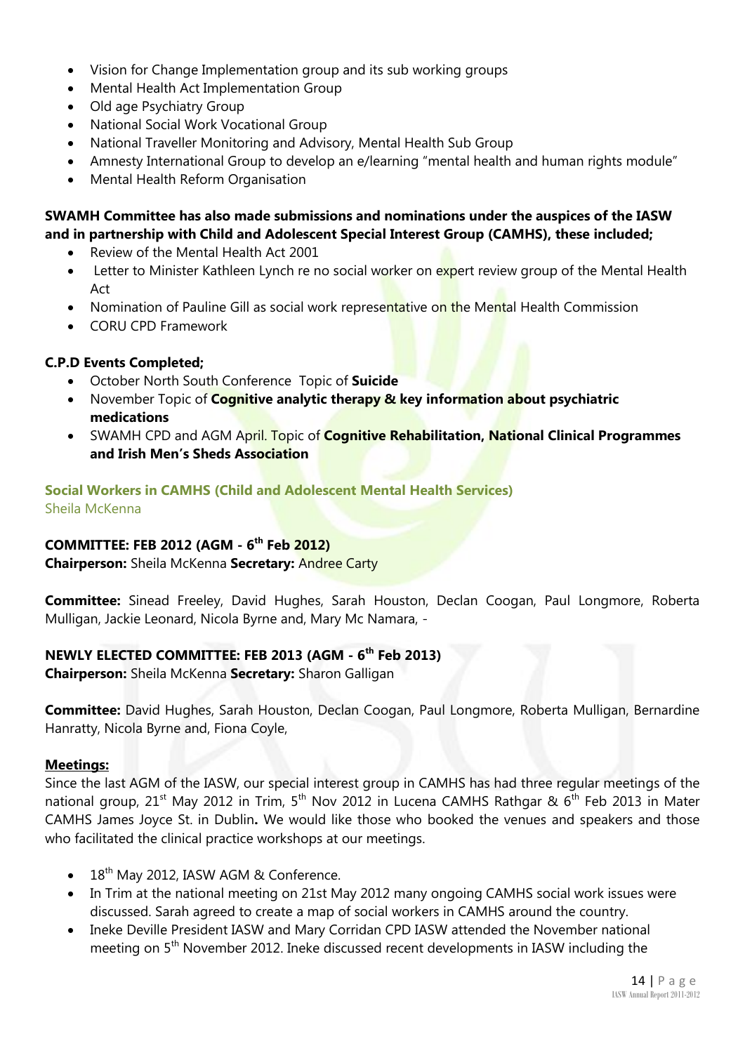- Vision for Change Implementation group and its sub working groups
- Mental Health Act Implementation Group
- Old age Psychiatry Group
- National Social Work Vocational Group
- National Traveller Monitoring and Advisory, Mental Health Sub Group
- Amnesty International Group to develop an e/learning "mental health and human rights module"
- Mental Health Reform Organisation

**SWAMH Committee has also made submissions and nominations under the auspices of the IASW and in partnership with Child and Adolescent Special Interest Group (CAMHS), these included;**

- Review of the Mental Health Act 2001
- Letter to Minister Kathleen Lynch re no social worker on expert review group of the Mental Health Act
- Nomination of Pauline Gill as social work representative on the Mental Health Commission
- CORU CPD Framework

**C.P.D Events Completed;**

- October North South Conference Topic of **Suicide**
- November Topic of **Cognitive analytic therapy & key information about psychiatric medications**
- SWAMH CPD and AGM April. Topic of **Cognitive Rehabilitation, National Clinical Programmes and Irish Men's Sheds Association**

## Social Workers in CAMHS (Child and Adolescent Mental Health Services)

Sheila McKenna

**COMMITTEE: FEB 2012 (AGM - 6th Feb 2012)**
**Chairperson:** Sheila McKenna **Secretary:** Andree Carty

**Committee:** Sinead Freeley, David Hughes, Sarah Houston, Declan Coogan, Paul Longmore, Roberta Mulligan, Jackie Leonard, Nicola Byrne and, Mary Mc Namara, -

**NEWLY ELECTED COMMITTEE: FEB 2013 (AGM - 6th Feb 2013)**
**Chairperson:** Sheila McKenna **Secretary:** Sharon Galligan

**Committee:** David Hughes, Sarah Houston, Declan Coogan, Paul Longmore, Roberta Mulligan, Bernardine Hanratty, Nicola Byrne and, Fiona Coyle,

**Meetings:**

Since the last AGM of the IASW, our special interest group in CAMHS has had three regular meetings of the national group, 21st May 2012 in Trim, 5th Nov 2012 in Lucena CAMHS Rathgar & 6th Feb 2013 in Mater CAMHS James Joyce St. in Dublin**.** We would like those who booked the venues and speakers and those who facilitated the clinical practice workshops at our meetings.

- 18th May 2012, IASW AGM & Conference.
- In Trim at the national meeting on 21st May 2012 many ongoing CAMHS social work issues were discussed. Sarah agreed to create a map of social workers in CAMHS around the country.
- Ineke Deville President IASW and Mary Corridan CPD IASW attended the November national meeting on 5th November 2012. Ineke discussed recent developments in IASW including the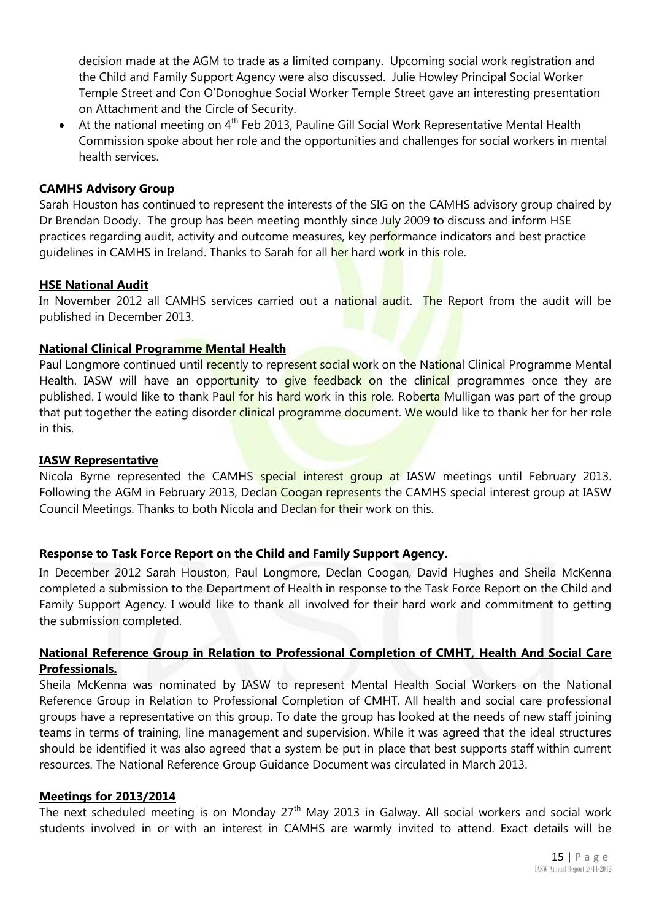decision made at the AGM to trade as a limited company. Upcoming social work registration and the Child and Family Support Agency were also discussed. Julie Howley Principal Social Worker Temple Street and Con O'Donoghue Social Worker Temple Street gave an interesting presentation on Attachment and the Circle of Security.

- At the national meeting on 4th Feb 2013, Pauline Gill Social Work Representative Mental Health Commission spoke about her role and the opportunities and challenges for social workers in mental health services.

**CAMHS Advisory Group**

Sarah Houston has continued to represent the interests of the SIG on the CAMHS advisory group chaired by Dr Brendan Doody. The group has been meeting monthly since July 2009 to discuss and inform HSE practices regarding audit, activity and outcome measures, key performance indicators and best practice guidelines in CAMHS in Ireland. Thanks to Sarah for all her hard work in this role.

**HSE National Audit**

In November 2012 all CAMHS services carried out a national audit. The Report from the audit will be published in December 2013.

**National Clinical Programme Mental Health**

Paul Longmore continued until recently to represent social work on the National Clinical Programme Mental Health. IASW will have an opportunity to give feedback on the clinical programmes once they are published. I would like to thank Paul for his hard work in this role. Roberta Mulligan was part of the group that put together the eating disorder clinical programme document. We would like to thank her for her role in this.

**IASW Representative**

Nicola Byrne represented the CAMHS special interest group at IASW meetings until February 2013. Following the AGM in February 2013, Declan Coogan represents the CAMHS special interest group at IASW Council Meetings. Thanks to both Nicola and Declan for their work on this.

**Response to Task Force Report on the Child and Family Support Agency.**

In December 2012 Sarah Houston, Paul Longmore, Declan Coogan, David Hughes and Sheila McKenna completed a submission to the Department of Health in response to the Task Force Report on the Child and Family Support Agency. I would like to thank all involved for their hard work and commitment to getting the submission completed.

**National Reference Group in Relation to Professional Completion of CMHT, Health And Social Care Professionals.**

Sheila McKenna was nominated by IASW to represent Mental Health Social Workers on the National Reference Group in Relation to Professional Completion of CMHT. All health and social care professional groups have a representative on this group. To date the group has looked at the needs of new staff joining teams in terms of training, line management and supervision. While it was agreed that the ideal structures should be identified it was also agreed that a system be put in place that best supports staff within current resources. The National Reference Group Guidance Document was circulated in March 2013.

**Meetings for 2013/2014**

The next scheduled meeting is on Monday 27th May 2013 in Galway. All social workers and social work students involved in or with an interest in CAMHS are warmly invited to attend. Exact details will be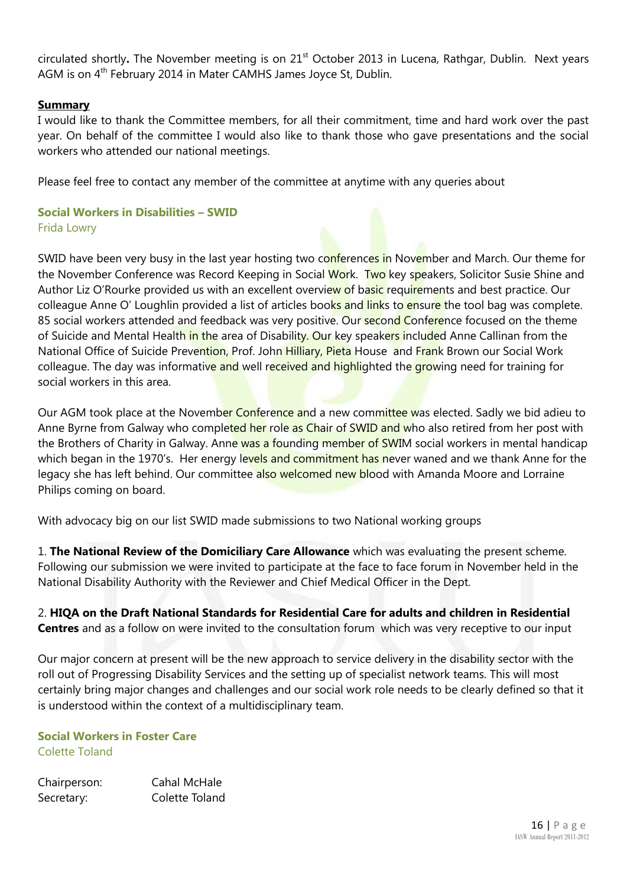circulated shortly**.** The November meeting is on 21st October 2013 in Lucena, Rathgar, Dublin. Next years AGM is on 4th February 2014 in Mater CAMHS James Joyce St, Dublin.

**Summary**

I would like to thank the Committee members, for all their commitment, time and hard work over the past year. On behalf of the committee I would also like to thank those who gave presentations and the social workers who attended our national meetings.

Please feel free to contact any member of the committee at anytime with any queries about

## Social Workers in Disabilities – SWID

Frida Lowry

SWID have been very busy in the last year hosting two conferences in November and March. Our theme for the November Conference was Record Keeping in Social Work. Two key speakers, Solicitor Susie Shine and Author Liz O'Rourke provided us with an excellent overview of basic requirements and best practice. Our colleague Anne O' Loughlin provided a list of articles books and links to ensure the tool bag was complete. 85 social workers attended and feedback was very positive. Our second Conference focused on the theme of Suicide and Mental Health in the area of Disability. Our key speakers included Anne Callinan from the National Office of Suicide Prevention, Prof. John Hilliary, Pieta House and Frank Brown our Social Work colleague. The day was informative and well received and highlighted the growing need for training for social workers in this area.

Our AGM took place at the November Conference and a new committee was elected. Sadly we bid adieu to Anne Byrne from Galway who completed her role as Chair of SWID and who also retired from her post with the Brothers of Charity in Galway. Anne was a founding member of SWIM social workers in mental handicap which began in the 1970's. Her energy levels and commitment has never waned and we thank Anne for the legacy she has left behind. Our committee also welcomed new blood with Amanda Moore and Lorraine Philips coming on board.

With advocacy big on our list SWID made submissions to two National working groups

1. **The National Review of the Domiciliary Care Allowance** which was evaluating the present scheme. Following our submission we were invited to participate at the face to face forum in November held in the National Disability Authority with the Reviewer and Chief Medical Officer in the Dept.

2. **HIQA on the Draft National Standards for Residential Care for adults and children in Residential Centres** and as a follow on were invited to the consultation forum which was very receptive to our input

Our major concern at present will be the new approach to service delivery in the disability sector with the roll out of Progressing Disability Services and the setting up of specialist network teams. This will most certainly bring major changes and challenges and our social work role needs to be clearly defined so that it is understood within the context of a multidisciplinary team.

## Social Workers in Foster Care

Colette Toland

| | |
|---|---|
| Chairperson: | Cahal McHale |
| Secretary: | Colette Toland |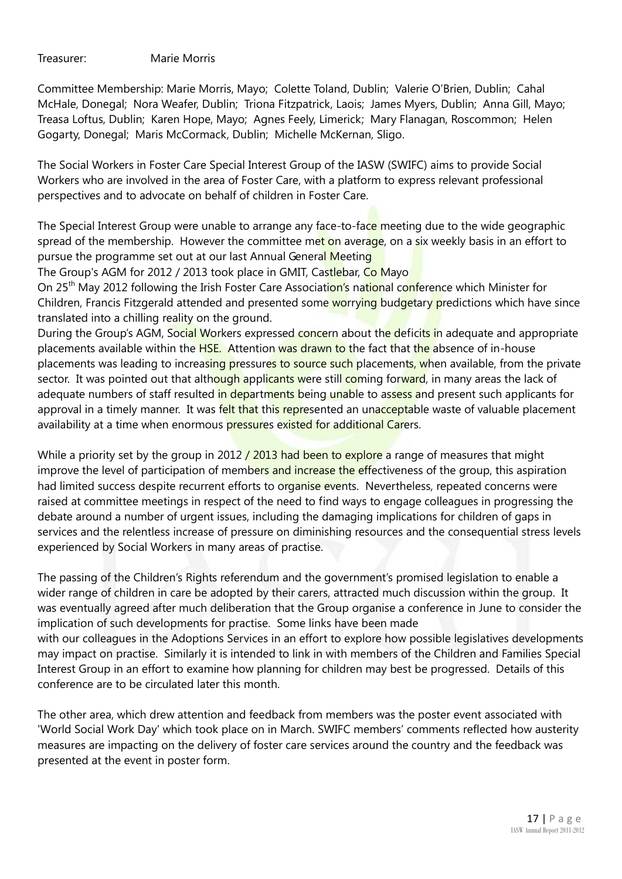Treasurer: Marie Morris

Committee Membership: Marie Morris, Mayo; Colette Toland, Dublin; Valerie O'Brien, Dublin; Cahal McHale, Donegal; Nora Weafer, Dublin; Triona Fitzpatrick, Laois; James Myers, Dublin; Anna Gill, Mayo; Treasa Loftus, Dublin; Karen Hope, Mayo; Agnes Feely, Limerick; Mary Flanagan, Roscommon; Helen Gogarty, Donegal; Maris McCormack, Dublin; Michelle McKernan, Sligo.

The Social Workers in Foster Care Special Interest Group of the IASW (SWIFC) aims to provide Social Workers who are involved in the area of Foster Care, with a platform to express relevant professional perspectives and to advocate on behalf of children in Foster Care.

The Special Interest Group were unable to arrange any face-to-face meeting due to the wide geographic spread of the membership. However the committee met on average, on a six weekly basis in an effort to pursue the programme set out at our last Annual General Meeting

The Group's AGM for 2012 / 2013 took place in GMIT, Castlebar, Co Mayo

On 25th May 2012 following the Irish Foster Care Association's national conference which Minister for Children, Francis Fitzgerald attended and presented some worrying budgetary predictions which have since translated into a chilling reality on the ground.

During the Group's AGM, Social Workers expressed concern about the deficits in adequate and appropriate placements available within the HSE. Attention was drawn to the fact that the absence of in-house placements was leading to increasing pressures to source such placements, when available, from the private sector. It was pointed out that although applicants were still coming forward, in many areas the lack of adequate numbers of staff resulted in departments being unable to assess and present such applicants for approval in a timely manner. It was felt that this represented an unacceptable waste of valuable placement availability at a time when enormous pressures existed for additional Carers.

While a priority set by the group in 2012 / 2013 had been to explore a range of measures that might improve the level of participation of members and increase the effectiveness of the group, this aspiration had limited success despite recurrent efforts to organise events. Nevertheless, repeated concerns were raised at committee meetings in respect of the need to find ways to engage colleagues in progressing the debate around a number of urgent issues, including the damaging implications for children of gaps in services and the relentless increase of pressure on diminishing resources and the consequential stress levels experienced by Social Workers in many areas of practise.

The passing of the Children's Rights referendum and the government's promised legislation to enable a wider range of children in care be adopted by their carers, attracted much discussion within the group. It was eventually agreed after much deliberation that the Group organise a conference in June to consider the implication of such developments for practise. Some links have been made with our colleagues in the Adoptions Services in an effort to explore how possible legislatives developments may impact on practise. Similarly it is intended to link in with members of the Children and Families Special Interest Group in an effort to examine how planning for children may best be progressed. Details of this conference are to be circulated later this month.

The other area, which drew attention and feedback from members was the poster event associated with 'World Social Work Day' which took place on in March. SWIFC members' comments reflected how austerity measures are impacting on the delivery of foster care services around the country and the feedback was presented at the event in poster form.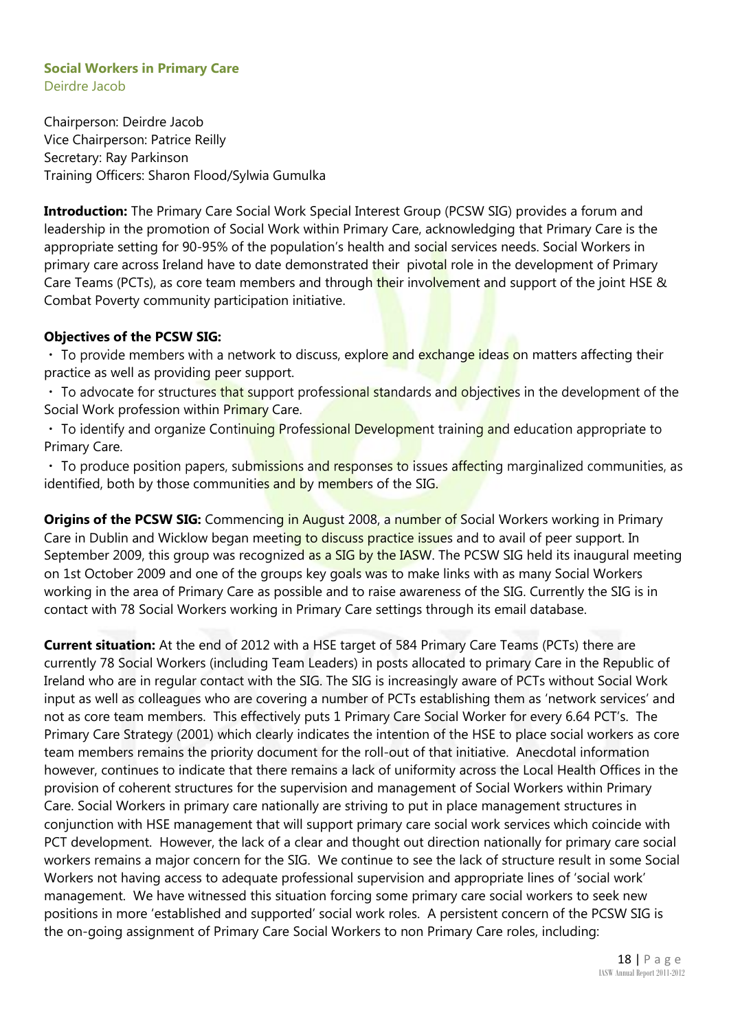### Social Workers in Primary Care

Deirdre Jacob

Chairperson: Deirdre Jacob
Vice Chairperson: Patrice Reilly
Secretary: Ray Parkinson
Training Officers: Sharon Flood/Sylwia Gumulka

**Introduction:** The Primary Care Social Work Special Interest Group (PCSW SIG) provides a forum and leadership in the promotion of Social Work within Primary Care, acknowledging that Primary Care is the appropriate setting for 90-95% of the population's health and social services needs. Social Workers in primary care across Ireland have to date demonstrated their pivotal role in the development of Primary Care Teams (PCTs), as core team members and through their involvement and support of the joint HSE & Combat Poverty community participation initiative.

**Objectives of the PCSW SIG:**

- To provide members with a network to discuss, explore and exchange ideas on matters affecting their practice as well as providing peer support.
- To advocate for structures that support professional standards and objectives in the development of the Social Work profession within Primary Care.
- To identify and organize Continuing Professional Development training and education appropriate to Primary Care.
- To produce position papers, submissions and responses to issues affecting marginalized communities, as identified, both by those communities and by members of the SIG.

**Origins of the PCSW SIG:** Commencing in August 2008, a number of Social Workers working in Primary Care in Dublin and Wicklow began meeting to discuss practice issues and to avail of peer support. In September 2009, this group was recognized as a SIG by the IASW. The PCSW SIG held its inaugural meeting on 1st October 2009 and one of the groups key goals was to make links with as many Social Workers working in the area of Primary Care as possible and to raise awareness of the SIG. Currently the SIG is in contact with 78 Social Workers working in Primary Care settings through its email database.

**Current situation:** At the end of 2012 with a HSE target of 584 Primary Care Teams (PCTs) there are currently 78 Social Workers (including Team Leaders) in posts allocated to primary Care in the Republic of Ireland who are in regular contact with the SIG. The SIG is increasingly aware of PCTs without Social Work input as well as colleagues who are covering a number of PCTs establishing them as 'network services' and not as core team members. This effectively puts 1 Primary Care Social Worker for every 6.64 PCT's. The Primary Care Strategy (2001) which clearly indicates the intention of the HSE to place social workers as core team members remains the priority document for the roll-out of that initiative. Anecdotal information however, continues to indicate that there remains a lack of uniformity across the Local Health Offices in the provision of coherent structures for the supervision and management of Social Workers within Primary Care. Social Workers in primary care nationally are striving to put in place management structures in conjunction with HSE management that will support primary care social work services which coincide with PCT development. However, the lack of a clear and thought out direction nationally for primary care social workers remains a major concern for the SIG. We continue to see the lack of structure result in some Social Workers not having access to adequate professional supervision and appropriate lines of 'social work' management. We have witnessed this situation forcing some primary care social workers to seek new positions in more 'established and supported' social work roles. A persistent concern of the PCSW SIG is the on-going assignment of Primary Care Social Workers to non Primary Care roles, including: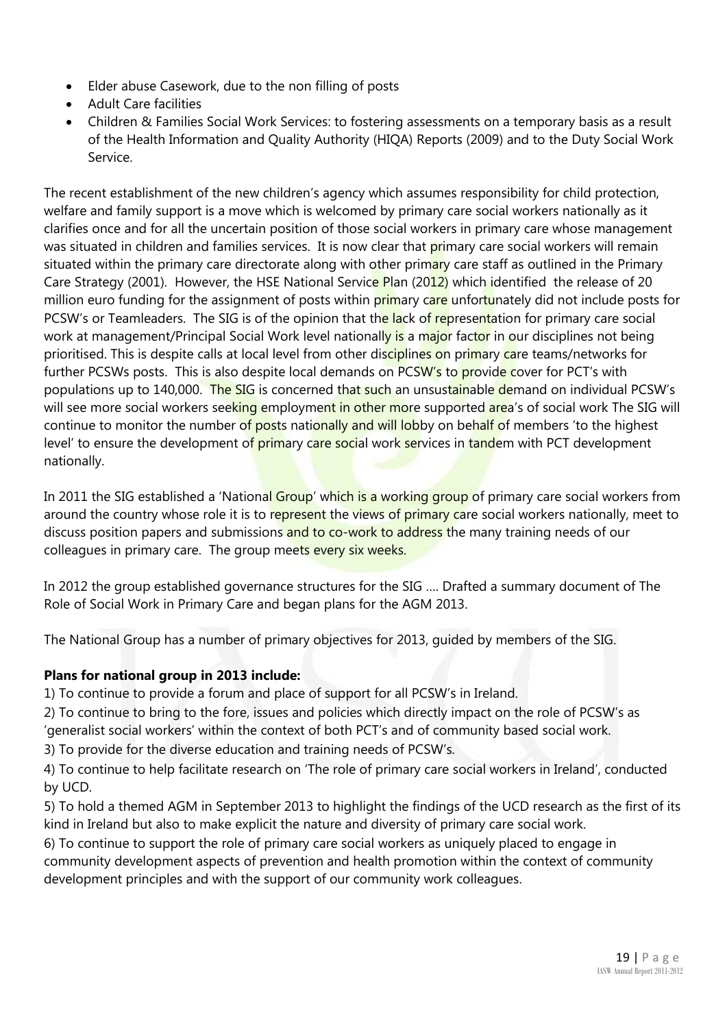- Elder abuse Casework, due to the non filling of posts
- Adult Care facilities
- Children & Families Social Work Services: to fostering assessments on a temporary basis as a result of the Health Information and Quality Authority (HIQA) Reports (2009) and to the Duty Social Work Service.

The recent establishment of the new children's agency which assumes responsibility for child protection, welfare and family support is a move which is welcomed by primary care social workers nationally as it clarifies once and for all the uncertain position of those social workers in primary care whose management was situated in children and families services. It is now clear that primary care social workers will remain situated within the primary care directorate along with other primary care staff as outlined in the Primary Care Strategy (2001). However, the HSE National Service Plan (2012) which identified the release of 20 million euro funding for the assignment of posts within primary care unfortunately did not include posts for PCSW's or Teamleaders. The SIG is of the opinion that the lack of representation for primary care social work at management/Principal Social Work level nationally is a major factor in our disciplines not being prioritised. This is despite calls at local level from other disciplines on primary care teams/networks for further PCSWs posts. This is also despite local demands on PCSW's to provide cover for PCT's with populations up to 140,000. The SIG is concerned that such an unsustainable demand on individual PCSW's will see more social workers seeking employment in other more supported area's of social work The SIG will continue to monitor the number of posts nationally and will lobby on behalf of members 'to the highest level' to ensure the development of primary care social work services in tandem with PCT development nationally.

In 2011 the SIG established a 'National Group' which is a working group of primary care social workers from around the country whose role it is to represent the views of primary care social workers nationally, meet to discuss position papers and submissions and to co-work to address the many training needs of our colleagues in primary care. The group meets every six weeks.

In 2012 the group established governance structures for the SIG .... Drafted a summary document of The Role of Social Work in Primary Care and began plans for the AGM 2013.

The National Group has a number of primary objectives for 2013, guided by members of the SIG.

**Plans for national group in 2013 include:**

1) To continue to provide a forum and place of support for all PCSW's in Ireland.

2) To continue to bring to the fore, issues and policies which directly impact on the role of PCSW's as 'generalist social workers' within the context of both PCT's and of community based social work.

3) To provide for the diverse education and training needs of PCSW's.

4) To continue to help facilitate research on 'The role of primary care social workers in Ireland', conducted by UCD.

5) To hold a themed AGM in September 2013 to highlight the findings of the UCD research as the first of its kind in Ireland but also to make explicit the nature and diversity of primary care social work.

6) To continue to support the role of primary care social workers as uniquely placed to engage in community development aspects of prevention and health promotion within the context of community development principles and with the support of our community work colleagues.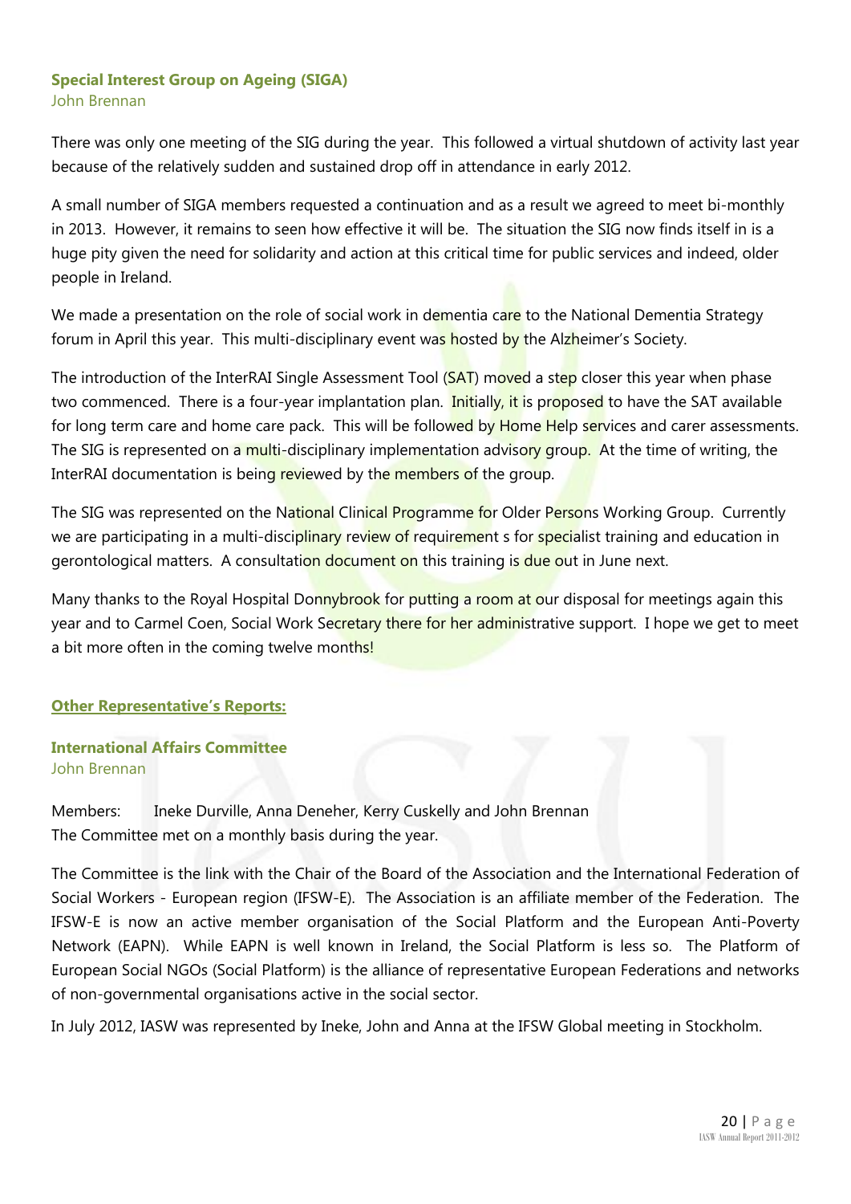### Special Interest Group on Ageing (SIGA)

John Brennan

There was only one meeting of the SIG during the year. This followed a virtual shutdown of activity last year because of the relatively sudden and sustained drop off in attendance in early 2012.

A small number of SIGA members requested a continuation and as a result we agreed to meet bi-monthly in 2013. However, it remains to seen how effective it will be. The situation the SIG now finds itself in is a huge pity given the need for solidarity and action at this critical time for public services and indeed, older people in Ireland.

We made a presentation on the role of social work in dementia care to the National Dementia Strategy forum in April this year. This multi-disciplinary event was hosted by the Alzheimer's Society.

The introduction of the InterRAI Single Assessment Tool (SAT) moved a step closer this year when phase two commenced. There is a four-year implantation plan. Initially, it is proposed to have the SAT available for long term care and home care pack. This will be followed by Home Help services and carer assessments. The SIG is represented on a multi-disciplinary implementation advisory group. At the time of writing, the InterRAI documentation is being reviewed by the members of the group.

The SIG was represented on the National Clinical Programme for Older Persons Working Group. Currently we are participating in a multi-disciplinary review of requirement s for specialist training and education in gerontological matters. A consultation document on this training is due out in June next.

Many thanks to the Royal Hospital Donnybrook for putting a room at our disposal for meetings again this year and to Carmel Coen, Social Work Secretary there for her administrative support. I hope we get to meet a bit more often in the coming twelve months!

## Other Representative's Reports:

### International Affairs Committee

John Brennan

Members: Ineke Durville, Anna Deneher, Kerry Cuskelly and John Brennan
The Committee met on a monthly basis during the year.

The Committee is the link with the Chair of the Board of the Association and the International Federation of Social Workers - European region (IFSW-E). The Association is an affiliate member of the Federation. The IFSW-E is now an active member organisation of the Social Platform and the European Anti-Poverty Network (EAPN). While EAPN is well known in Ireland, the Social Platform is less so. The Platform of European Social NGOs (Social Platform) is the alliance of representative European Federations and networks of non-governmental organisations active in the social sector.

In July 2012, IASW was represented by Ineke, John and Anna at the IFSW Global meeting in Stockholm.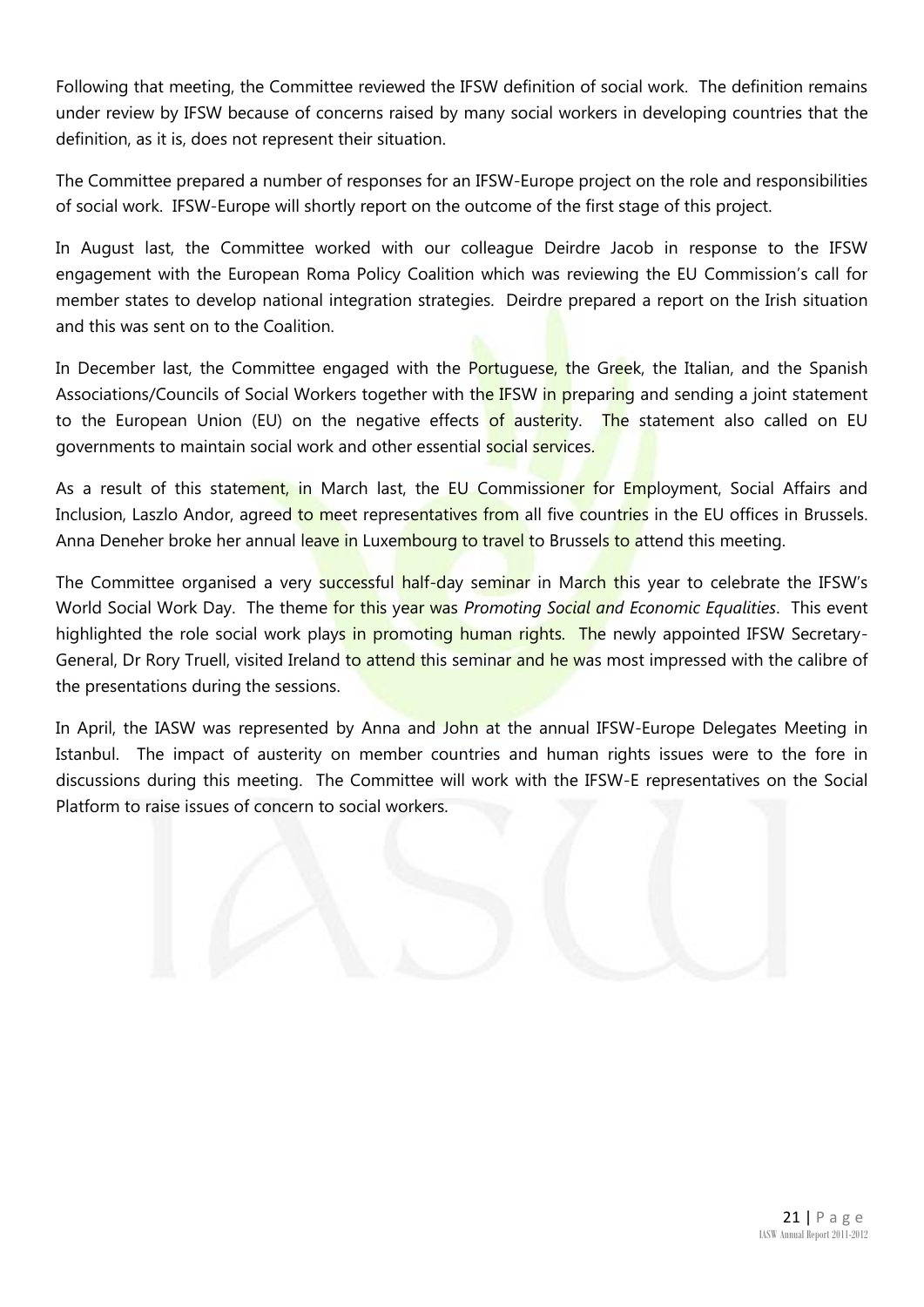Following that meeting, the Committee reviewed the IFSW definition of social work. The definition remains under review by IFSW because of concerns raised by many social workers in developing countries that the definition, as it is, does not represent their situation.

The Committee prepared a number of responses for an IFSW-Europe project on the role and responsibilities of social work. IFSW-Europe will shortly report on the outcome of the first stage of this project.

In August last, the Committee worked with our colleague Deirdre Jacob in response to the IFSW engagement with the European Roma Policy Coalition which was reviewing the EU Commission's call for member states to develop national integration strategies. Deirdre prepared a report on the Irish situation and this was sent on to the Coalition.

In December last, the Committee engaged with the Portuguese, the Greek, the Italian, and the Spanish Associations/Councils of Social Workers together with the IFSW in preparing and sending a joint statement to the European Union (EU) on the negative effects of austerity. The statement also called on EU governments to maintain social work and other essential social services.

As a result of this statement, in March last, the EU Commissioner for Employment, Social Affairs and Inclusion, Laszlo Andor, agreed to meet representatives from all five countries in the EU offices in Brussels. Anna Deneher broke her annual leave in Luxembourg to travel to Brussels to attend this meeting.

The Committee organised a very successful half-day seminar in March this year to celebrate the IFSW's World Social Work Day. The theme for this year was *Promoting Social and Economic Equalities*. This event highlighted the role social work plays in promoting human rights. The newly appointed IFSW Secretary-General, Dr Rory Truell, visited Ireland to attend this seminar and he was most impressed with the calibre of the presentations during the sessions.

In April, the IASW was represented by Anna and John at the annual IFSW-Europe Delegates Meeting in Istanbul. The impact of austerity on member countries and human rights issues were to the fore in discussions during this meeting. The Committee will work with the IFSW-E representatives on the Social Platform to raise issues of concern to social workers.